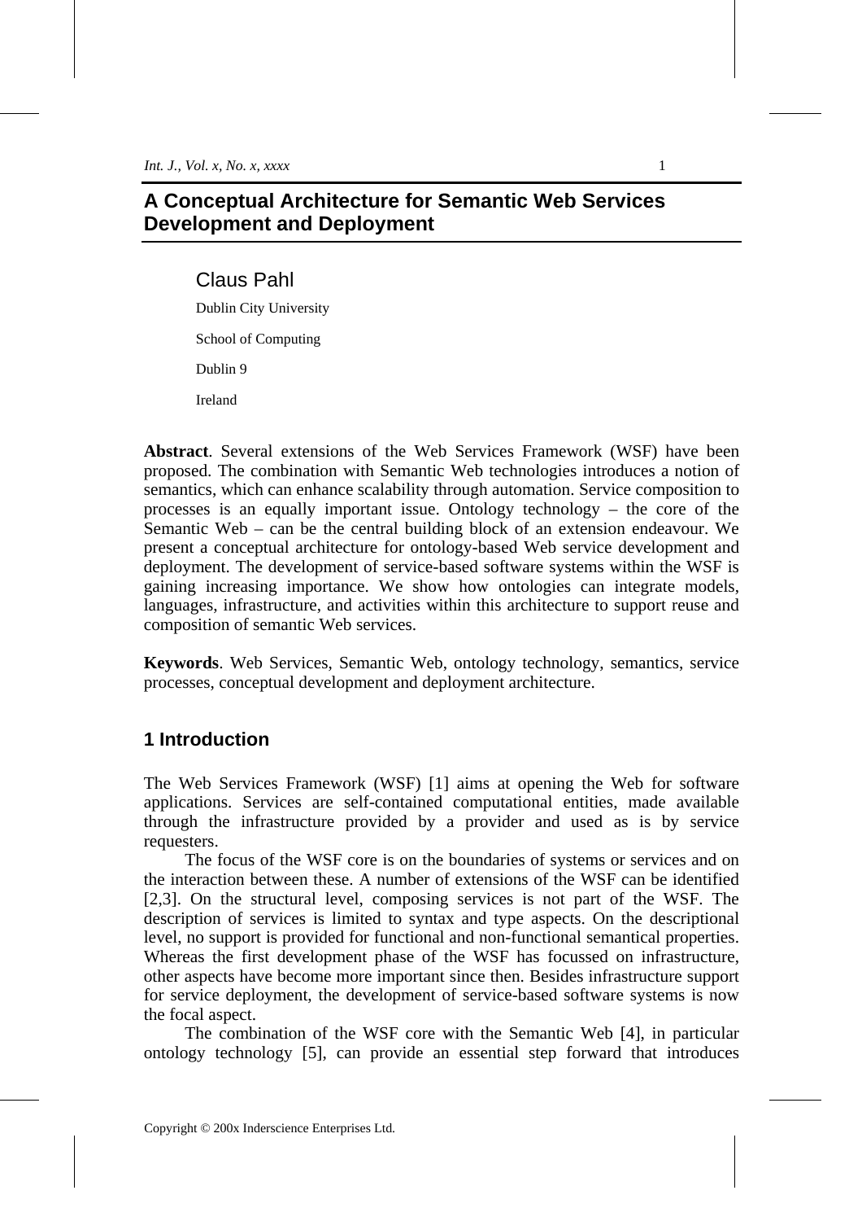# A Conceptual Architecture for Semantic Web Services Development and Deployment

Claus Pahl

Dublin City University

School of Computing

Dublin 9

Ireland

**Abstract**. Several extensions of the Web Services Framework (WSF) have been proposed. The combination with Semantic Web technologies introduces a notion of semantics, which can enhance scalability through automation. Service composition to processes is an equally important issue. Ontology technology – the core of the Semantic Web – can be the central building block of an extension endeavour. We present a conceptual architecture for ontology-based Web service development and deployment. The development of service-based software systems within the WSF is gaining increasing importance. We show how ontologies can integrate models, languages, infrastructure, and activities within this architecture to support reuse and composition of semantic Web services.

**Keywords**. Web Services, Semantic Web, ontology technology, semantics, service processes, conceptual development and deployment architecture.

## 1 Introduction

The Web Services Framework (WSF) [1] aims at opening the Web for software applications. Services are self-contained computational entities, made available through the infrastructure provided by a provider and used as is by service requesters.

The focus of the WSF core is on the boundaries of systems or services and on the interaction between these. A number of extensions of the WSF can be identified [2,3]. On the structural level, composing services is not part of the WSF. The description of services is limited to syntax and type aspects. On the descriptional level, no support is provided for functional and non-functional semantical properties. Whereas the first development phase of the WSF has focussed on infrastructure, other aspects have become more important since then. Besides infrastructure support for service deployment, the development of service-based software systems is now the focal aspect.

The combination of the WSF core with the Semantic Web [4], in particular ontology technology [5], can provide an essential step forward that introduces

Copyright © 200x Inderscience Enterprises Ltd.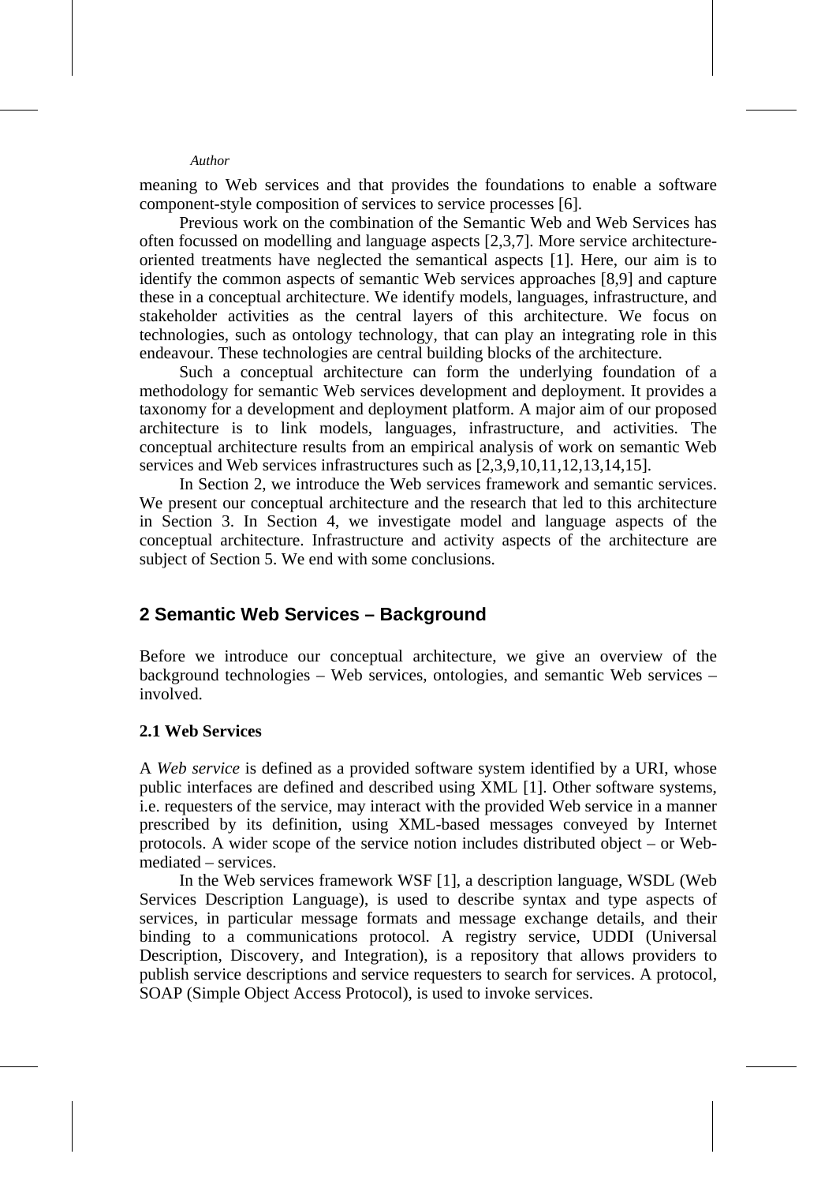meaning to Web services and that provides the foundations to enable a software component-style composition of services to service processes [6].

Previous work on the combination of the Semantic Web and Web Services has often focussed on modelling and language aspects [2,3,7]. More service architecture-oriented treatments have neglected the semantical aspects [1]. Here, our aim is to identify the common aspects of semantic Web services approaches [8,9] and capture these in a conceptual architecture. We identify models, languages, infrastructure, and stakeholder activities as the central layers of this architecture. We focus on technologies, such as ontology technology, that can play an integrating role in this endeavour. These technologies are central building blocks of the architecture.

Such a conceptual architecture can form the underlying foundation of a methodology for semantic Web services development and deployment. It provides a taxonomy for a development and deployment platform. A major aim of our proposed architecture is to link models, languages, infrastructure, and activities. The conceptual architecture results from an empirical analysis of work on semantic Web services and Web services infrastructures such as [2,3,9,10,11,12,13,14,15].

In Section 2, we introduce the Web services framework and semantic services. We present our conceptual architecture and the research that led to this architecture in Section 3. In Section 4, we investigate model and language aspects of the conceptual architecture. Infrastructure and activity aspects of the architecture are subject of Section 5. We end with some conclusions.

## 2 Semantic Web Services – Background

Before we introduce our conceptual architecture, we give an overview of the background technologies – Web services, ontologies, and semantic Web services – involved.

### 2.1 Web Services

A *Web service* is defined as a provided software system identified by a URI, whose public interfaces are defined and described using XML [1]. Other software systems, i.e. requesters of the service, may interact with the provided Web service in a manner prescribed by its definition, using XML-based messages conveyed by Internet protocols. A wider scope of the service notion includes distributed object – or Web-mediated – services.

In the Web services framework WSF [1], a description language, WSDL (Web Services Description Language), is used to describe syntax and type aspects of services, in particular message formats and message exchange details, and their binding to a communications protocol. A registry service, UDDI (Universal Description, Discovery, and Integration), is a repository that allows providers to publish service descriptions and service requesters to search for services. A protocol, SOAP (Simple Object Access Protocol), is used to invoke services.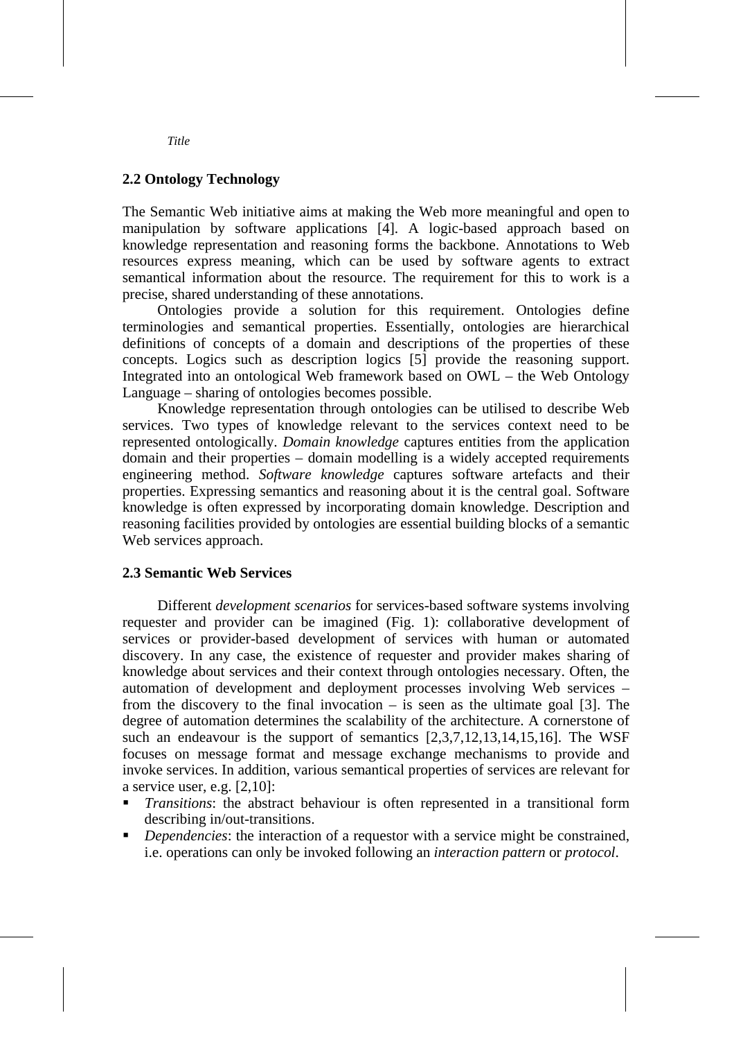### 2.2 Ontology Technology

The Semantic Web initiative aims at making the Web more meaningful and open to manipulation by software applications [4]. A logic-based approach based on knowledge representation and reasoning forms the backbone. Annotations to Web resources express meaning, which can be used by software agents to extract semantical information about the resource. The requirement for this to work is a precise, shared understanding of these annotations.

Ontologies provide a solution for this requirement. Ontologies define terminologies and semantical properties. Essentially, ontologies are hierarchical definitions of concepts of a domain and descriptions of the properties of these concepts. Logics such as description logics [5] provide the reasoning support. Integrated into an ontological Web framework based on OWL – the Web Ontology Language – sharing of ontologies becomes possible.

Knowledge representation through ontologies can be utilised to describe Web services. Two types of knowledge relevant to the services context need to be represented ontologically. *Domain knowledge* captures entities from the application domain and their properties – domain modelling is a widely accepted requirements engineering method. *Software knowledge* captures software artefacts and their properties. Expressing semantics and reasoning about it is the central goal. Software knowledge is often expressed by incorporating domain knowledge. Description and reasoning facilities provided by ontologies are essential building blocks of a semantic Web services approach.

### 2.3 Semantic Web Services

Different *development scenarios* for services-based software systems involving requester and provider can be imagined (Fig. 1): collaborative development of services or provider-based development of services with human or automated discovery. In any case, the existence of requester and provider makes sharing of knowledge about services and their context through ontologies necessary. Often, the automation of development and deployment processes involving Web services – from the discovery to the final invocation – is seen as the ultimate goal [3]. The degree of automation determines the scalability of the architecture. A cornerstone of such an endeavour is the support of semantics [2,3,7,12,13,14,15,16]. The WSF focuses on message format and message exchange mechanisms to provide and invoke services. In addition, various semantical properties of services are relevant for a service user, e.g. [2,10]:

- *Transitions*: the abstract behaviour is often represented in a transitional form describing in/out-transitions.
- *Dependencies*: the interaction of a requestor with a service might be constrained, i.e. operations can only be invoked following an *interaction pattern* or *protocol*.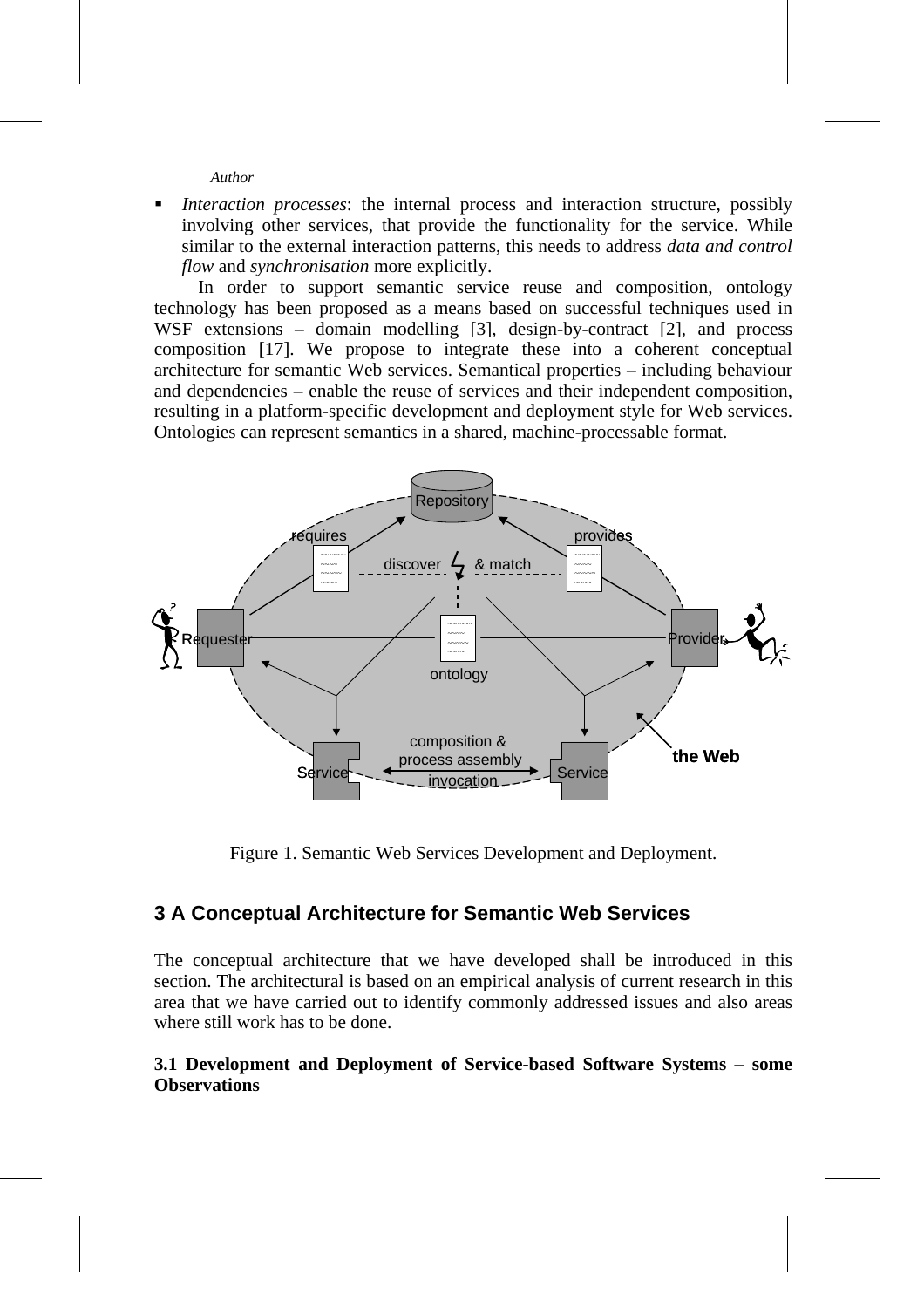- *Interaction processes*: the internal process and interaction structure, possibly involving other services, that provide the functionality for the service. While similar to the external interaction patterns, this needs to address *data and control flow* and *synchronisation* more explicitly.

In order to support semantic service reuse and composition, ontology technology has been proposed as a means based on successful techniques used in WSF extensions – domain modelling [3], design-by-contract [2], and process composition [17]. We propose to integrate these into a coherent conceptual architecture for semantic Web services. Semantical properties – including behaviour and dependencies – enable the reuse of services and their independent composition, resulting in a platform-specific development and deployment style for Web services. Ontologies can represent semantics in a shared, machine-processable format.

Figure 1. Semantic Web Services Development and Deployment.

## 3 A Conceptual Architecture for Semantic Web Services

The conceptual architecture that we have developed shall be introduced in this section. The architectural is based on an empirical analysis of current research in this area that we have carried out to identify commonly addressed issues and also areas where still work has to be done.

### 3.1 Development and Deployment of Service-based Software Systems – some Observations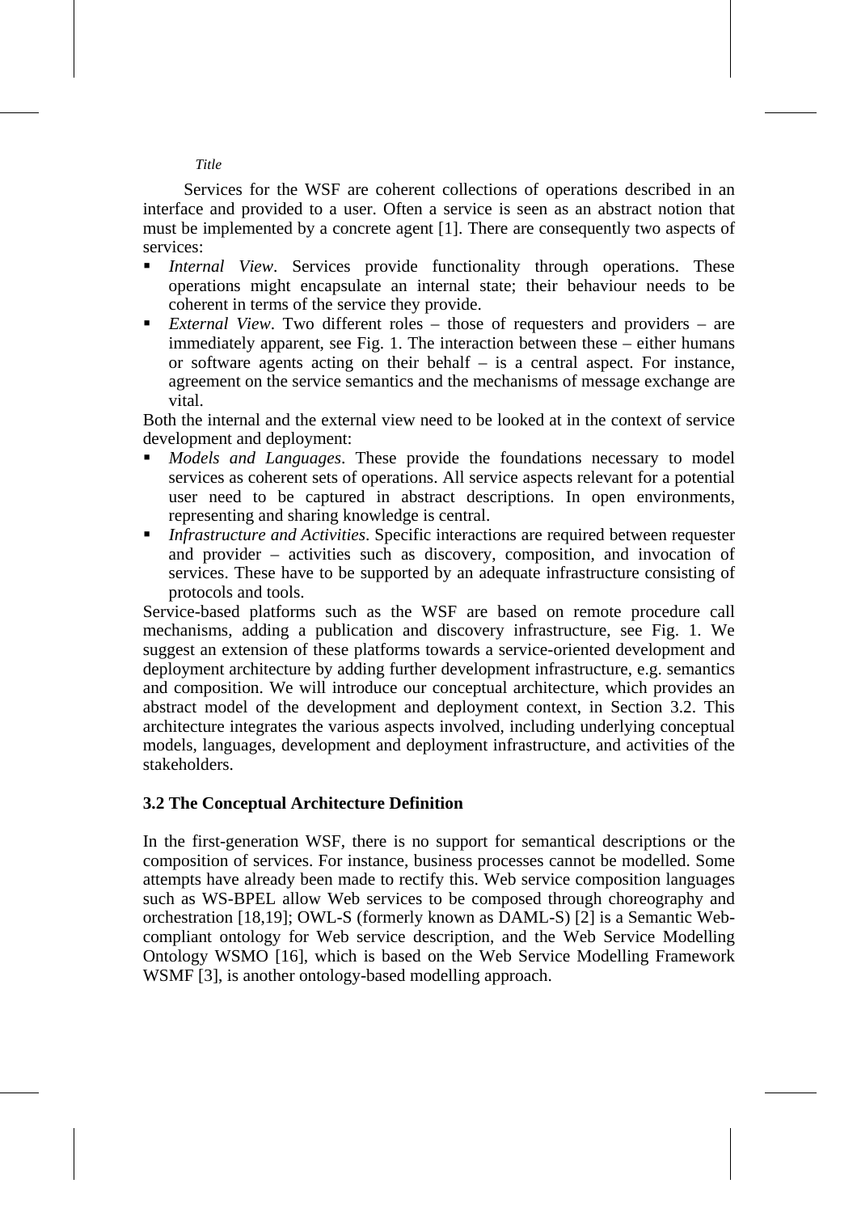Services for the WSF are coherent collections of operations described in an interface and provided to a user. Often a service is seen as an abstract notion that must be implemented by a concrete agent [1]. There are consequently two aspects of services:

- *Internal View*. Services provide functionality through operations. These operations might encapsulate an internal state; their behaviour needs to be coherent in terms of the service they provide.
- *External View*. Two different roles – those of requesters and providers – are immediately apparent, see Fig. 1. The interaction between these – either humans or software agents acting on their behalf – is a central aspect. For instance, agreement on the service semantics and the mechanisms of message exchange are vital.

Both the internal and the external view need to be looked at in the context of service development and deployment:

- *Models and Languages*. These provide the foundations necessary to model services as coherent sets of operations. All service aspects relevant for a potential user need to be captured in abstract descriptions. In open environments, representing and sharing knowledge is central.
- *Infrastructure and Activities*. Specific interactions are required between requester and provider – activities such as discovery, composition, and invocation of services. These have to be supported by an adequate infrastructure consisting of protocols and tools.

Service-based platforms such as the WSF are based on remote procedure call mechanisms, adding a publication and discovery infrastructure, see Fig. 1. We suggest an extension of these platforms towards a service-oriented development and deployment architecture by adding further development infrastructure, e.g. semantics and composition. We will introduce our conceptual architecture, which provides an abstract model of the development and deployment context, in Section 3.2. This architecture integrates the various aspects involved, including underlying conceptual models, languages, development and deployment infrastructure, and activities of the stakeholders.

### 3.2 The Conceptual Architecture Definition

In the first-generation WSF, there is no support for semantical descriptions or the composition of services. For instance, business processes cannot be modelled. Some attempts have already been made to rectify this. Web service composition languages such as WS-BPEL allow Web services to be composed through choreography and orchestration [18,19]; OWL-S (formerly known as DAML-S) [2] is a Semantic Web-compliant ontology for Web service description, and the Web Service Modelling Ontology WSMO [16], which is based on the Web Service Modelling Framework WSMF [3], is another ontology-based modelling approach.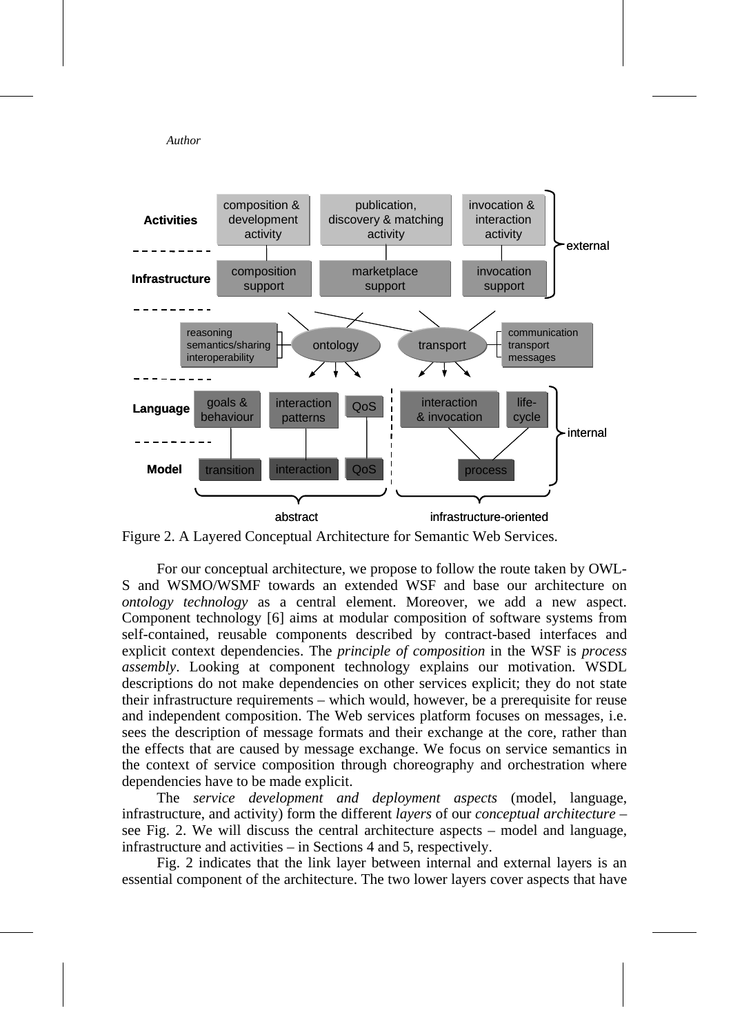Figure 2. A Layered Conceptual Architecture for Semantic Web Services.

For our conceptual architecture, we propose to follow the route taken by OWL-S and WSMO/WSMF towards an extended WSF and base our architecture on *ontology technology* as a central element. Moreover, we add a new aspect. Component technology [6] aims at modular composition of software systems from self-contained, reusable components described by contract-based interfaces and explicit context dependencies. The *principle of composition* in the WSF is *process assembly*. Looking at component technology explains our motivation. WSDL descriptions do not make dependencies on other services explicit; they do not state their infrastructure requirements – which would, however, be a prerequisite for reuse and independent composition. The Web services platform focuses on messages, i.e. sees the description of message formats and their exchange at the core, rather than the effects that are caused by message exchange. We focus on service semantics in the context of service composition through choreography and orchestration where dependencies have to be made explicit.

The *service development and deployment aspects* (model, language, infrastructure, and activity) form the different *layers* of our *conceptual architecture* – see Fig. 2. We will discuss the central architecture aspects – model and language, infrastructure and activities – in Sections 4 and 5, respectively.

Fig. 2 indicates that the link layer between internal and external layers is an essential component of the architecture. The two lower layers cover aspects that have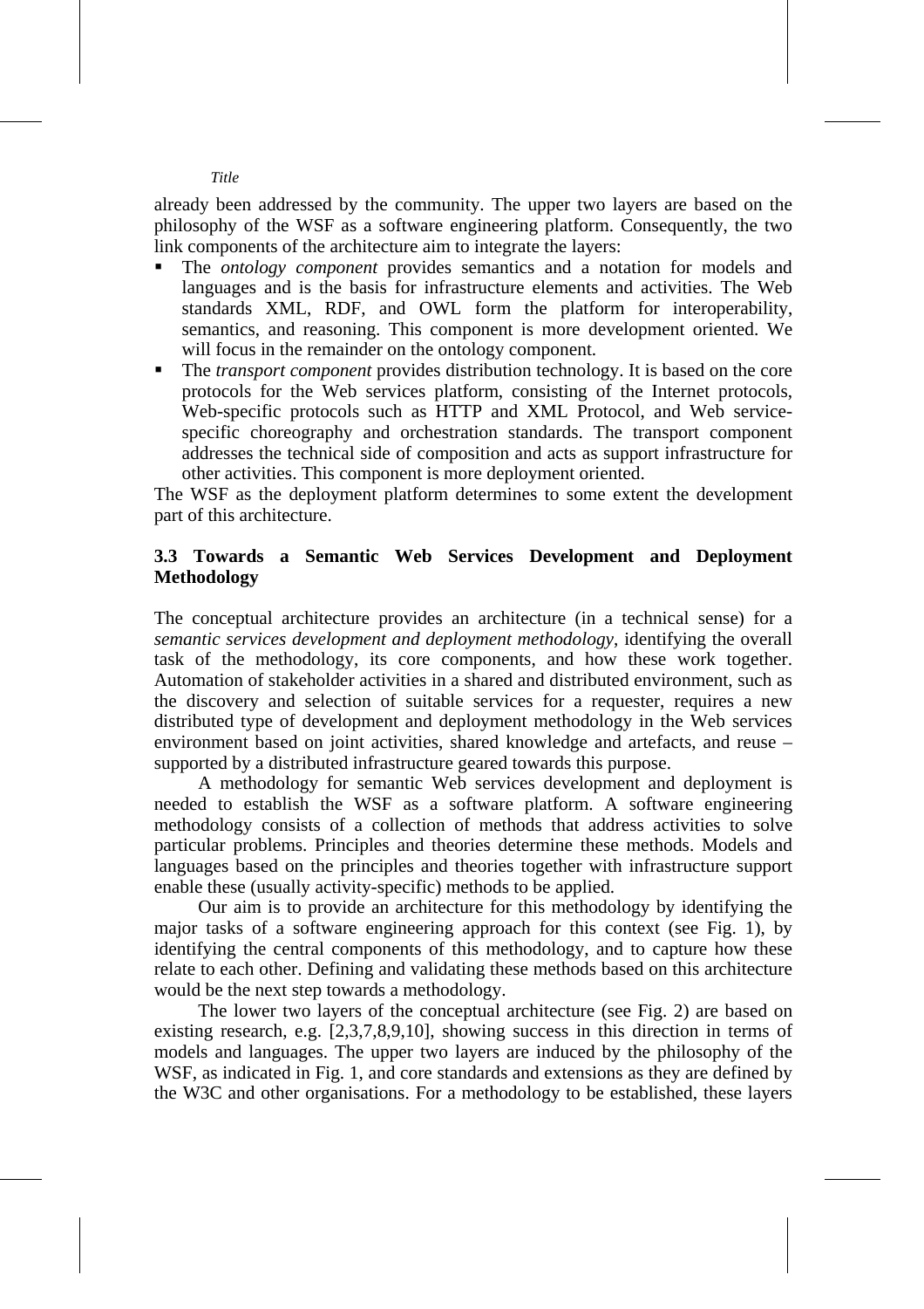already been addressed by the community. The upper two layers are based on the philosophy of the WSF as a software engineering platform. Consequently, the two link components of the architecture aim to integrate the layers:

- The *ontology component* provides semantics and a notation for models and languages and is the basis for infrastructure elements and activities. The Web standards XML, RDF, and OWL form the platform for interoperability, semantics, and reasoning. This component is more development oriented. We will focus in the remainder on the ontology component.
- The *transport component* provides distribution technology. It is based on the core protocols for the Web services platform, consisting of the Internet protocols, Web-specific protocols such as HTTP and XML Protocol, and Web service-specific choreography and orchestration standards. The transport component addresses the technical side of composition and acts as support infrastructure for other activities. This component is more deployment oriented.

The WSF as the deployment platform determines to some extent the development part of this architecture.

### 3.3 Towards a Semantic Web Services Development and Deployment Methodology

The conceptual architecture provides an architecture (in a technical sense) for a *semantic services development and deployment methodology*, identifying the overall task of the methodology, its core components, and how these work together. Automation of stakeholder activities in a shared and distributed environment, such as the discovery and selection of suitable services for a requester, requires a new distributed type of development and deployment methodology in the Web services environment based on joint activities, shared knowledge and artefacts, and reuse – supported by a distributed infrastructure geared towards this purpose.

A methodology for semantic Web services development and deployment is needed to establish the WSF as a software platform. A software engineering methodology consists of a collection of methods that address activities to solve particular problems. Principles and theories determine these methods. Models and languages based on the principles and theories together with infrastructure support enable these (usually activity-specific) methods to be applied.

Our aim is to provide an architecture for this methodology by identifying the major tasks of a software engineering approach for this context (see Fig. 1), by identifying the central components of this methodology, and to capture how these relate to each other. Defining and validating these methods based on this architecture would be the next step towards a methodology.

The lower two layers of the conceptual architecture (see Fig. 2) are based on existing research, e.g. [2,3,7,8,9,10], showing success in this direction in terms of models and languages. The upper two layers are induced by the philosophy of the WSF, as indicated in Fig. 1, and core standards and extensions as they are defined by the W3C and other organisations. For a methodology to be established, these layers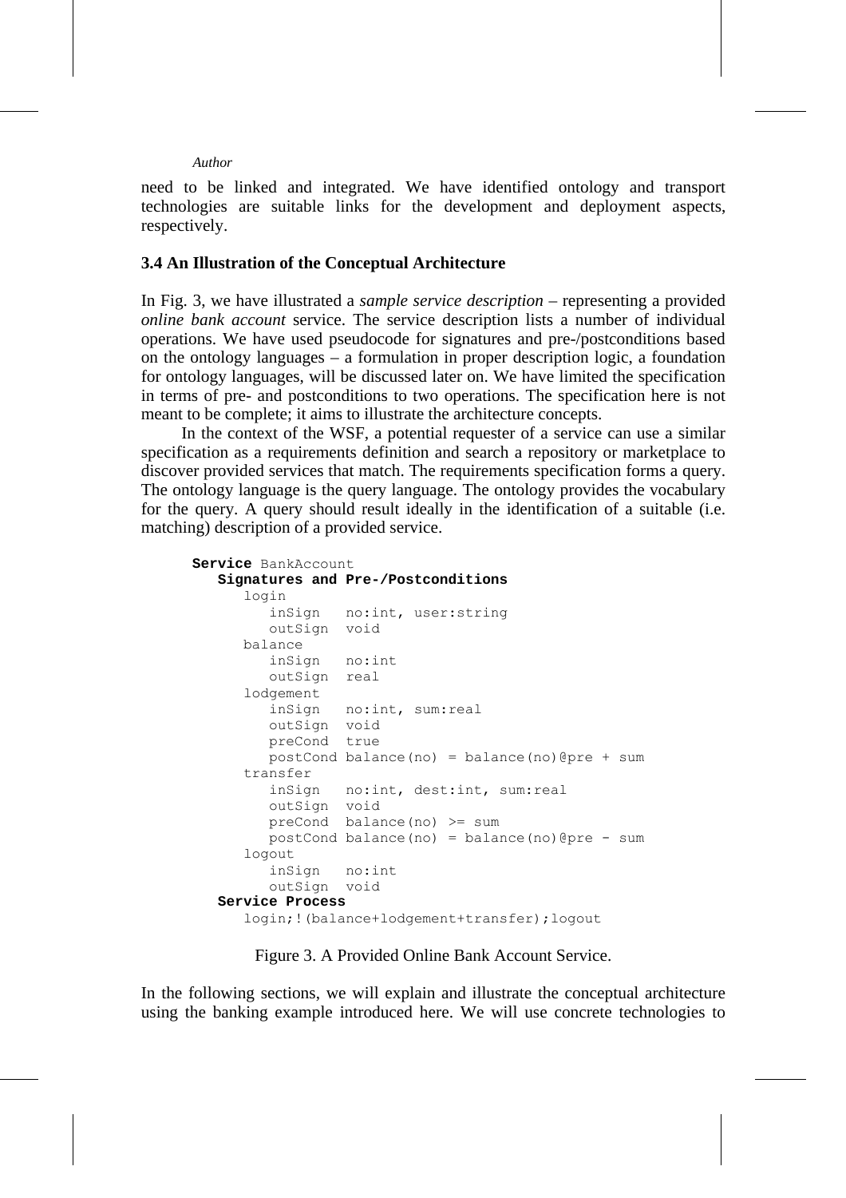need to be linked and integrated. We have identified ontology and transport technologies are suitable links for the development and deployment aspects, respectively.

### 3.4 An Illustration of the Conceptual Architecture

In Fig. 3, we have illustrated a *sample service description* – representing a provided *online bank account* service. The service description lists a number of individual operations. We have used pseudocode for signatures and pre-/postconditions based on the ontology languages – a formulation in proper description logic, a foundation for ontology languages, will be discussed later on. We have limited the specification in terms of pre- and postconditions to two operations. The specification here is not meant to be complete; it aims to illustrate the architecture concepts.

In the context of the WSF, a potential requester of a service can use a similar specification as a requirements definition and search a repository or marketplace to discover provided services that match. The requirements specification forms a query. The ontology language is the query language. The ontology provides the vocabulary for the query. A query should result ideally in the identification of a suitable (i.e. matching) description of a provided service.

```
Service BankAccount
   Signatures and Pre-/Postconditions
      login
         inSign   no:int, user:string
         outSign  void
      balance
         inSign   no:int
         outSign  real
      lodgement
         inSign   no:int, sum:real
         outSign  void
         preCond  true
         postCond balance(no) = balance(no)@pre + sum
      transfer
         inSign   no:int, dest:int, sum:real
         outSign  void
         preCond  balance(no) >= sum
         postCond balance(no) = balance(no)@pre - sum
      logout
         inSign   no:int
         outSign  void
   Service Process
      login;!(balance+lodgement+transfer);logout
```

Figure 3. A Provided Online Bank Account Service.

In the following sections, we will explain and illustrate the conceptual architecture using the banking example introduced here. We will use concrete technologies to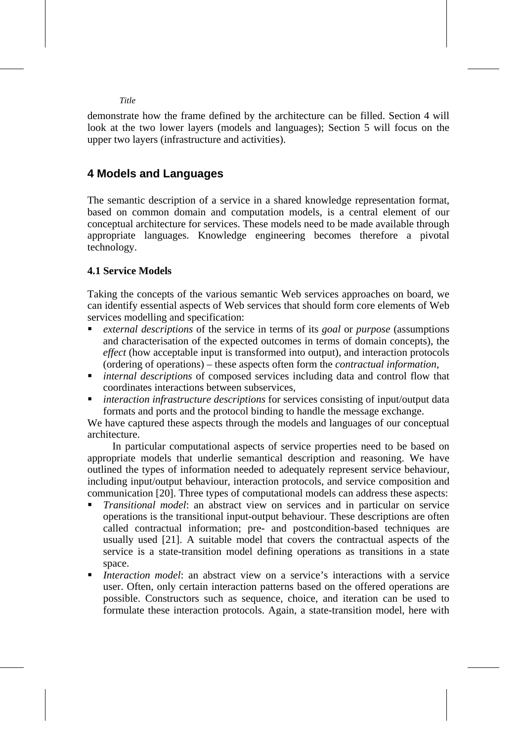demonstrate how the frame defined by the architecture can be filled. Section 4 will look at the two lower layers (models and languages); Section 5 will focus on the upper two layers (infrastructure and activities).

## 4 Models and Languages

The semantic description of a service in a shared knowledge representation format, based on common domain and computation models, is a central element of our conceptual architecture for services. These models need to be made available through appropriate languages. Knowledge engineering becomes therefore a pivotal technology.

### 4.1 Service Models

Taking the concepts of the various semantic Web services approaches on board, we can identify essential aspects of Web services that should form core elements of Web services modelling and specification:

- *external descriptions* of the service in terms of its *goal* or *purpose* (assumptions and characterisation of the expected outcomes in terms of domain concepts), the *effect* (how acceptable input is transformed into output), and interaction protocols (ordering of operations) – these aspects often form the *contractual information*,
- *internal descriptions* of composed services including data and control flow that coordinates interactions between subservices,
- *interaction infrastructure descriptions* for services consisting of input/output data formats and ports and the protocol binding to handle the message exchange.

We have captured these aspects through the models and languages of our conceptual architecture.

In particular computational aspects of service properties need to be based on appropriate models that underlie semantical description and reasoning. We have outlined the types of information needed to adequately represent service behaviour, including input/output behaviour, interaction protocols, and service composition and communication [20]. Three types of computational models can address these aspects:

- *Transitional model*: an abstract view on services and in particular on service operations is the transitional input-output behaviour. These descriptions are often called contractual information; pre- and postcondition-based techniques are usually used [21]. A suitable model that covers the contractual aspects of the service is a state-transition model defining operations as transitions in a state space.
- *Interaction model*: an abstract view on a service's interactions with a service user. Often, only certain interaction patterns based on the offered operations are possible. Constructors such as sequence, choice, and iteration can be used to formulate these interaction protocols. Again, a state-transition model, here with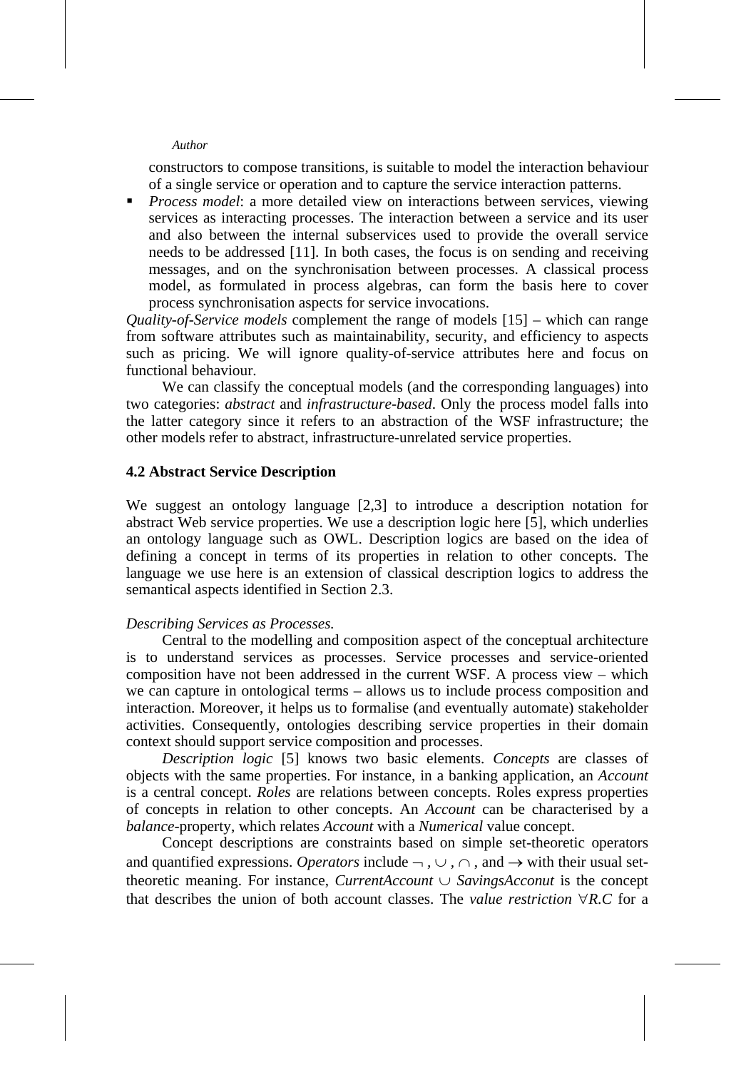constructors to compose transitions, is suitable to model the interaction behaviour of a single service or operation and to capture the service interaction patterns.

- *Process model*: a more detailed view on interactions between services, viewing services as interacting processes. The interaction between a service and its user and also between the internal subservices used to provide the overall service needs to be addressed [11]. In both cases, the focus is on sending and receiving messages, and on the synchronisation between processes. A classical process model, as formulated in process algebras, can form the basis here to cover process synchronisation aspects for service invocations.

*Quality-of-Service models* complement the range of models [15] – which can range from software attributes such as maintainability, security, and efficiency to aspects such as pricing. We will ignore quality-of-service attributes here and focus on functional behaviour.

We can classify the conceptual models (and the corresponding languages) into two categories: *abstract* and *infrastructure-based*. Only the process model falls into the latter category since it refers to an abstraction of the WSF infrastructure; the other models refer to abstract, infrastructure-unrelated service properties.

### 4.2 Abstract Service Description

We suggest an ontology language [2,3] to introduce a description notation for abstract Web service properties. We use a description logic here [5], which underlies an ontology language such as OWL. Description logics are based on the idea of defining a concept in terms of its properties in relation to other concepts. The language we use here is an extension of classical description logics to address the semantical aspects identified in Section 2.3.

*Describing Services as Processes.*

Central to the modelling and composition aspect of the conceptual architecture is to understand services as processes. Service processes and service-oriented composition have not been addressed in the current WSF. A process view – which we can capture in ontological terms – allows us to include process composition and interaction. Moreover, it helps us to formalise (and eventually automate) stakeholder activities. Consequently, ontologies describing service properties in their domain context should support service composition and processes.

*Description logic* [5] knows two basic elements. *Concepts* are classes of objects with the same properties. For instance, in a banking application, an *Account* is a central concept. *Roles* are relations between concepts. Roles express properties of concepts in relation to other concepts. An *Account* can be characterised by a *balance*-property, which relates *Account* with a *Numerical* value concept.

Concept descriptions are constraints based on simple set-theoretic operators and quantified expressions. *Operators* include $\neg$ , $\cup$ , $\cap$ , and $\rightarrow$ with their usual set-theoretic meaning. For instance, $CurrentAccount \cup SavingsAcconut$ is the concept that describes the union of both account classes. The *value restriction* $\forall R.C$ for a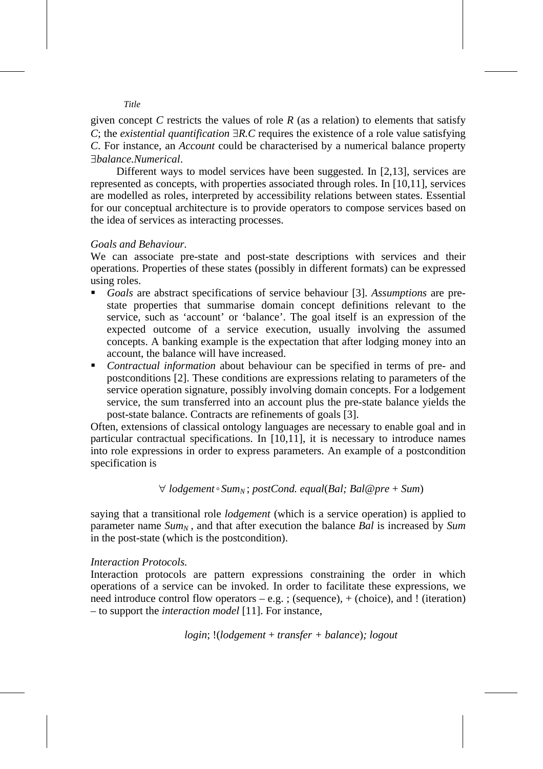given concept $C$ restricts the values of role $R$ (as a relation) to elements that satisfy $C$; the *existential quantification* $\exists R.C$ requires the existence of a role value satisfying $C$. For instance, an *Account* could be characterised by a numerical balance property $\exists balance.Numerical$.

Different ways to model services have been suggested. In [2,13], services are represented as concepts, with properties associated through roles. In [10,11], services are modelled as roles, interpreted by accessibility relations between states. Essential for our conceptual architecture is to provide operators to compose services based on the idea of services as interacting processes.

*Goals and Behaviour.*

We can associate pre-state and post-state descriptions with services and their operations. Properties of these states (possibly in different formats) can be expressed using roles.

- *Goals* are abstract specifications of service behaviour [3]. *Assumptions* are pre-state properties that summarise domain concept definitions relevant to the service, such as 'account' or 'balance'. The goal itself is an expression of the expected outcome of a service execution, usually involving the assumed concepts. A banking example is the expectation that after lodging money into an account, the balance will have increased.
- *Contractual information* about behaviour can be specified in terms of pre- and postconditions [2]. These conditions are expressions relating to parameters of the service operation signature, possibly involving domain concepts. For a lodgement service, the sum transferred into an account plus the pre-state balance yields the post-state balance. Contracts are refinements of goals [3].

Often, extensions of classical ontology languages are necessary to enable goal and in particular contractual specifications. In [10,11], it is necessary to introduce names into role expressions in order to express parameters. An example of a postcondition specification is

$$\forall\ lodgement \circ Sum_N\,;\ postCond.\ equal(Bal;\ Bal@pre + Sum)$$

saying that a transitional role *lodgement* (which is a service operation) is applied to parameter name $Sum_N$ , and that after execution the balance *Bal* is increased by *Sum* in the post-state (which is the postcondition).

*Interaction Protocols.*

Interaction protocols are pattern expressions constraining the order in which operations of a service can be invoked. In order to facilitate these expressions, we need introduce control flow operators – e.g. ; (sequence), + (choice), and ! (iteration) – to support the *interaction model* [11]. For instance,

$$login;\ !(lodgement + transfer + balance);\ logout$$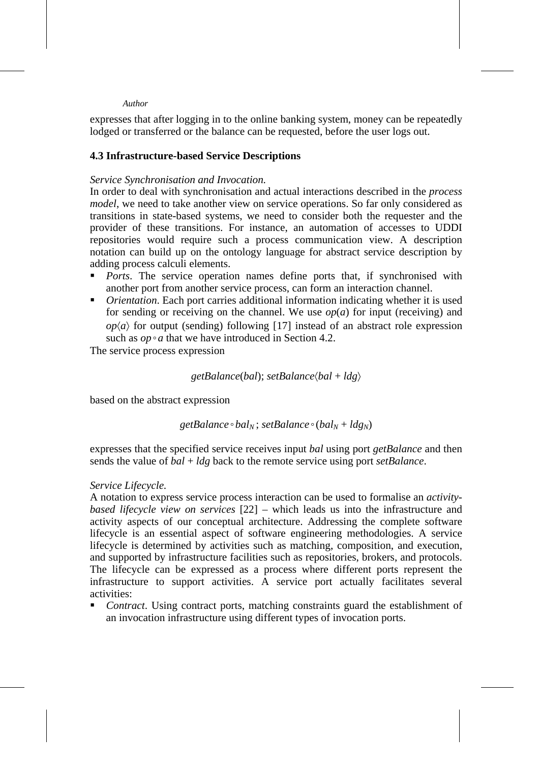expresses that after logging in to the online banking system, money can be repeatedly lodged or transferred or the balance can be requested, before the user logs out.

### 4.3 Infrastructure-based Service Descriptions

*Service Synchronisation and Invocation.*
In order to deal with synchronisation and actual interactions described in the *process model*, we need to take another view on service operations. So far only considered as transitions in state-based systems, we need to consider both the requester and the provider of these transitions. For instance, an automation of accesses to UDDI repositories would require such a process communication view. A description notation can build up on the ontology language for abstract service description by adding process calculi elements.

- *Ports*. The service operation names define ports that, if synchronised with another port from another service process, can form an interaction channel.
- *Orientation*. Each port carries additional information indicating whether it is used for sending or receiving on the channel. We use $op(a)$ for input (receiving) and $op\langle a\rangle$ for output (sending) following [17] instead of an abstract role expression such as $op \circ a$ that we have introduced in Section 4.2.

The service process expression

$$getBalance(bal);\ setBalance\langle bal + ldg\rangle$$

based on the abstract expression

$$getBalance \circ bal_N\ ;\ setBalance \circ (bal_N + ldg_N)$$

expresses that the specified service receives input *bal* using port *getBalance* and then sends the value of $bal + ldg$ back to the remote service using port *setBalance*.

*Service Lifecycle.*
A notation to express service process interaction can be used to formalise an *activity-based lifecycle view on services* [22] – which leads us into the infrastructure and activity aspects of our conceptual architecture. Addressing the complete software lifecycle is an essential aspect of software engineering methodologies. A service lifecycle is determined by activities such as matching, composition, and execution, and supported by infrastructure facilities such as repositories, brokers, and protocols. The lifecycle can be expressed as a process where different ports represent the infrastructure to support activities. A service port actually facilitates several activities:

- *Contract*. Using contract ports, matching constraints guard the establishment of an invocation infrastructure using different types of invocation ports.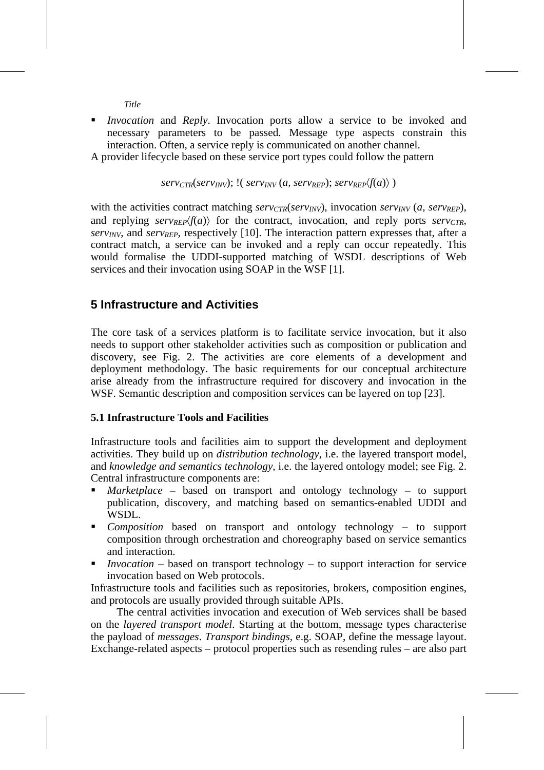- *Invocation* and *Reply*. Invocation ports allow a service to be invoked and necessary parameters to be passed. Message type aspects constrain this interaction. Often, a service reply is communicated on another channel.

A provider lifecycle based on these service port types could follow the pattern

$$serv_{CTR}(serv_{INV});\ !(\ serv_{INV}\ (a,\ serv_{REP});\ serv_{REP}\langle f(a)\rangle\ )$$

with the activities contract matching $serv_{CTR}(serv_{INV})$, invocation $serv_{INV}\ (a,\ serv_{REP})$, and replying $serv_{REP}\langle f(a)\rangle$ for the contract, invocation, and reply ports $serv_{CTR}$, $serv_{INV}$, and $serv_{REP}$, respectively [10]. The interaction pattern expresses that, after a contract match, a service can be invoked and a reply can occur repeatedly. This would formalise the UDDI-supported matching of WSDL descriptions of Web services and their invocation using SOAP in the WSF [1].

## 5 Infrastructure and Activities

The core task of a services platform is to facilitate service invocation, but it also needs to support other stakeholder activities such as composition or publication and discovery, see Fig. 2. The activities are core elements of a development and deployment methodology. The basic requirements for our conceptual architecture arise already from the infrastructure required for discovery and invocation in the WSF. Semantic description and composition services can be layered on top [23].

### 5.1 Infrastructure Tools and Facilities

Infrastructure tools and facilities aim to support the development and deployment activities. They build up on *distribution technology*, i.e. the layered transport model, and *knowledge and semantics technology*, i.e. the layered ontology model; see Fig. 2. Central infrastructure components are:

- *Marketplace* – based on transport and ontology technology – to support publication, discovery, and matching based on semantics-enabled UDDI and WSDL.
- *Composition* based on transport and ontology technology – to support composition through orchestration and choreography based on service semantics and interaction.
- *Invocation* – based on transport technology – to support interaction for service invocation based on Web protocols.

Infrastructure tools and facilities such as repositories, brokers, composition engines, and protocols are usually provided through suitable APIs.

The central activities invocation and execution of Web services shall be based on the *layered transport model*. Starting at the bottom, message types characterise the payload of *messages*. *Transport bindings*, e.g. SOAP, define the message layout. Exchange-related aspects – protocol properties such as resending rules – are also part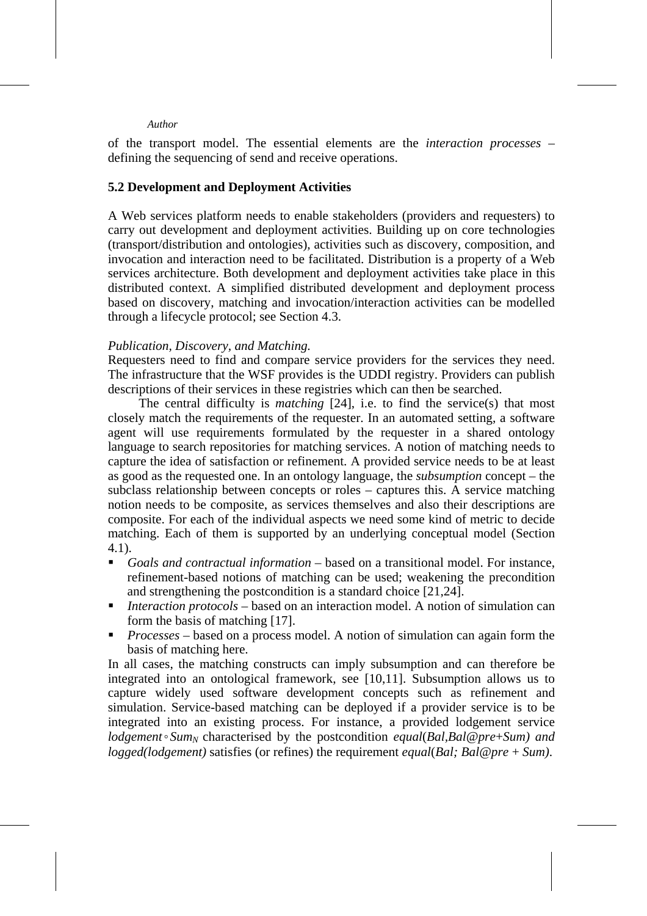of the transport model. The essential elements are the *interaction processes* – defining the sequencing of send and receive operations.

### 5.2 Development and Deployment Activities

A Web services platform needs to enable stakeholders (providers and requesters) to carry out development and deployment activities. Building up on core technologies (transport/distribution and ontologies), activities such as discovery, composition, and invocation and interaction need to be facilitated. Distribution is a property of a Web services architecture. Both development and deployment activities take place in this distributed context. A simplified distributed development and deployment process based on discovery, matching and invocation/interaction activities can be modelled through a lifecycle protocol; see Section 4.3.

*Publication, Discovery, and Matching.*
Requesters need to find and compare service providers for the services they need. The infrastructure that the WSF provides is the UDDI registry. Providers can publish descriptions of their services in these registries which can then be searched.

The central difficulty is *matching* [24], i.e. to find the service(s) that most closely match the requirements of the requester. In an automated setting, a software agent will use requirements formulated by the requester in a shared ontology language to search repositories for matching services. A notion of matching needs to capture the idea of satisfaction or refinement. A provided service needs to be at least as good as the requested one. In an ontology language, the *subsumption* concept – the subclass relationship between concepts or roles – captures this. A service matching notion needs to be composite, as services themselves and also their descriptions are composite. For each of the individual aspects we need some kind of metric to decide matching. Each of them is supported by an underlying conceptual model (Section 4.1).

- *Goals and contractual information* – based on a transitional model. For instance, refinement-based notions of matching can be used; weakening the precondition and strengthening the postcondition is a standard choice [21,24].
- *Interaction protocols* – based on an interaction model. A notion of simulation can form the basis of matching [17].
- *Processes* – based on a process model. A notion of simulation can again form the basis of matching here.

In all cases, the matching constructs can imply subsumption and can therefore be integrated into an ontological framework, see [10,11]. Subsumption allows us to capture widely used software development concepts such as refinement and simulation. Service-based matching can be deployed if a provider service is to be integrated into an existing process. For instance, a provided lodgement service $lodgement \circ Sum_N$ characterised by the postcondition *equal*(*Bal,Bal@pre+Sum) and logged(lodgement)* satisfies (or refines) the requirement *equal*(*Bal; Bal@pre + Sum)*.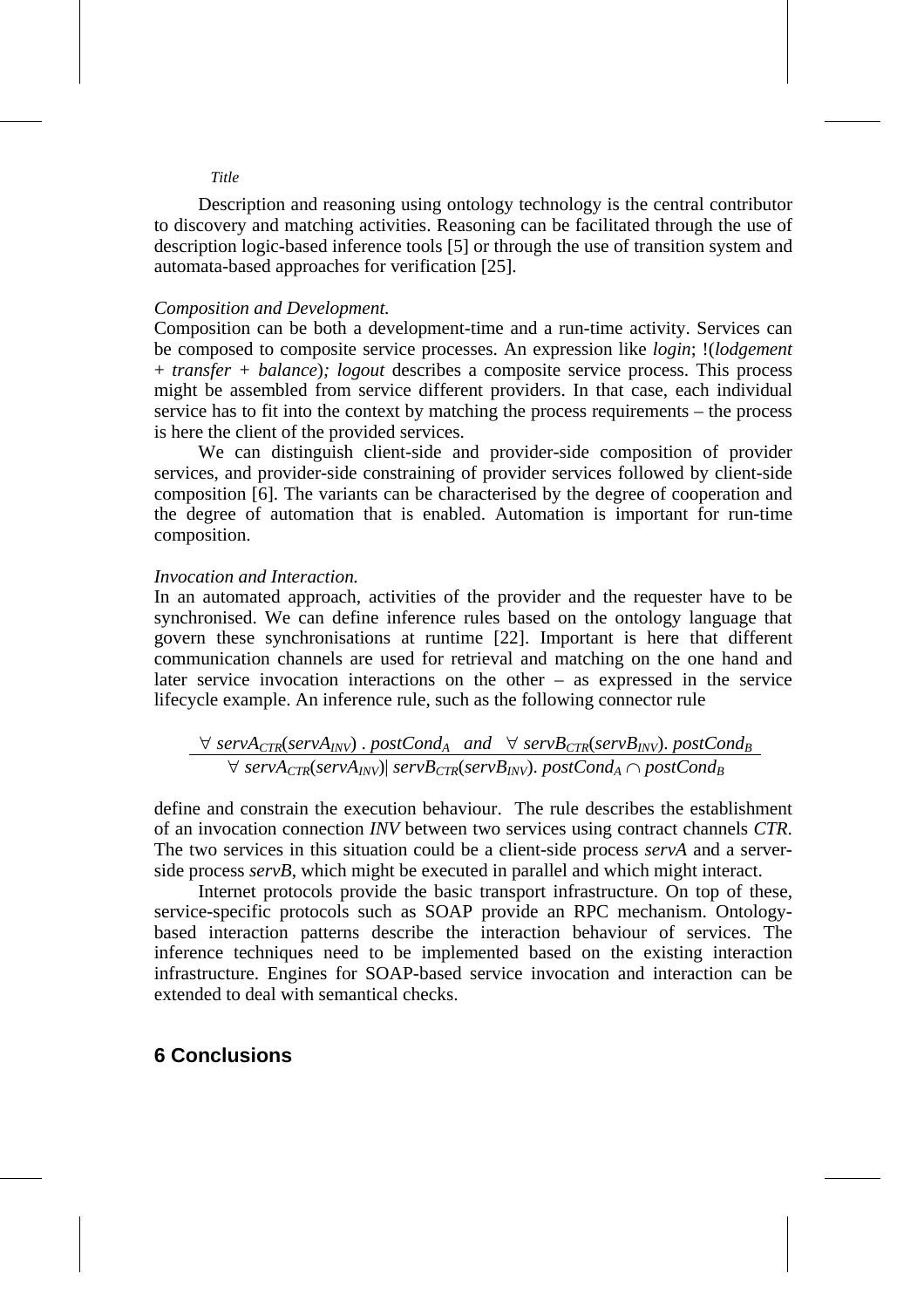Description and reasoning using ontology technology is the central contributor to discovery and matching activities. Reasoning can be facilitated through the use of description logic-based inference tools [5] or through the use of transition system and automata-based approaches for verification [25].

*Composition and Development.*
Composition can be both a development-time and a run-time activity. Services can be composed to composite service processes. An expression like *login*; !(*lodgement* + *transfer* + *balance*)*; logout* describes a composite service process. This process might be assembled from service different providers. In that case, each individual service has to fit into the context by matching the process requirements – the process is here the client of the provided services.

We can distinguish client-side and provider-side composition of provider services, and provider-side constraining of provider services followed by client-side composition [6]. The variants can be characterised by the degree of cooperation and the degree of automation that is enabled. Automation is important for run-time composition.

*Invocation and Interaction.*
In an automated approach, activities of the provider and the requester have to be synchronised. We can define inference rules based on the ontology language that govern these synchronisations at runtime [22]. Important is here that different communication channels are used for retrieval and matching on the one hand and later service invocation interactions on the other – as expressed in the service lifecycle example. An inference rule, such as the following connector rule

$$\frac{\forall\ servA_{CTR}(servA_{INV})\ .\ postCond_A \quad and \quad \forall\ servB_{CTR}(servB_{INV}).\ postCond_B}{\forall\ servA_{CTR}(servA_{INV}) |\ servB_{CTR}(servB_{INV}).\ postCond_A \cap postCond_B}$$

define and constrain the execution behaviour. The rule describes the establishment of an invocation connection *INV* between two services using contract channels *CTR*. The two services in this situation could be a client-side process *servA* and a server-side process *servB*, which might be executed in parallel and which might interact.

Internet protocols provide the basic transport infrastructure. On top of these, service-specific protocols such as SOAP provide an RPC mechanism. Ontology-based interaction patterns describe the interaction behaviour of services. The inference techniques need to be implemented based on the existing interaction infrastructure. Engines for SOAP-based service invocation and interaction can be extended to deal with semantical checks.

## 6 Conclusions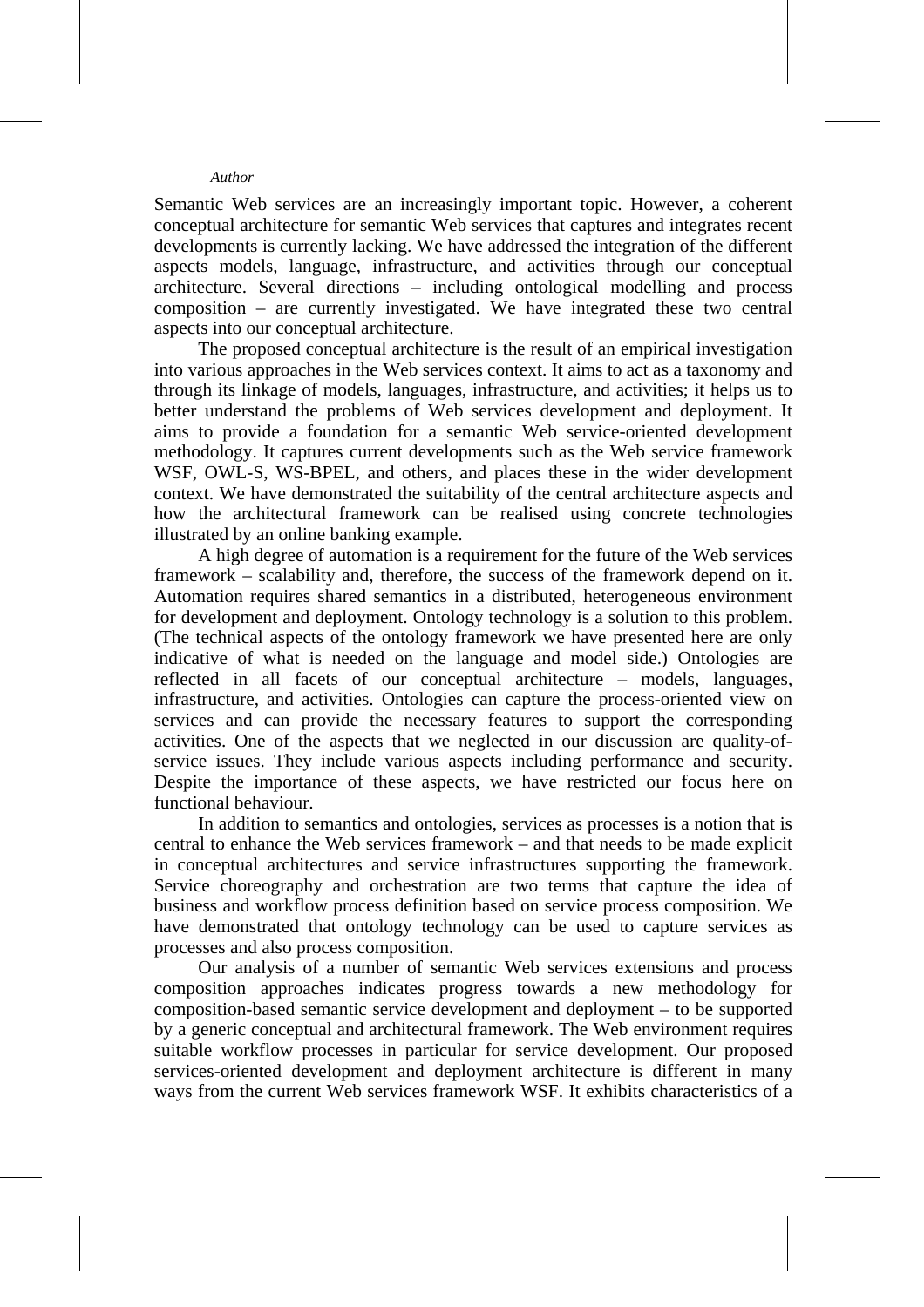Semantic Web services are an increasingly important topic. However, a coherent conceptual architecture for semantic Web services that captures and integrates recent developments is currently lacking. We have addressed the integration of the different aspects models, language, infrastructure, and activities through our conceptual architecture. Several directions – including ontological modelling and process composition – are currently investigated. We have integrated these two central aspects into our conceptual architecture.

The proposed conceptual architecture is the result of an empirical investigation into various approaches in the Web services context. It aims to act as a taxonomy and through its linkage of models, languages, infrastructure, and activities; it helps us to better understand the problems of Web services development and deployment. It aims to provide a foundation for a semantic Web service-oriented development methodology. It captures current developments such as the Web service framework WSF, OWL-S, WS-BPEL, and others, and places these in the wider development context. We have demonstrated the suitability of the central architecture aspects and how the architectural framework can be realised using concrete technologies illustrated by an online banking example.

A high degree of automation is a requirement for the future of the Web services framework – scalability and, therefore, the success of the framework depend on it. Automation requires shared semantics in a distributed, heterogeneous environment for development and deployment. Ontology technology is a solution to this problem. (The technical aspects of the ontology framework we have presented here are only indicative of what is needed on the language and model side.) Ontologies are reflected in all facets of our conceptual architecture – models, languages, infrastructure, and activities. Ontologies can capture the process-oriented view on services and can provide the necessary features to support the corresponding activities. One of the aspects that we neglected in our discussion are quality-of-service issues. They include various aspects including performance and security. Despite the importance of these aspects, we have restricted our focus here on functional behaviour.

In addition to semantics and ontologies, services as processes is a notion that is central to enhance the Web services framework – and that needs to be made explicit in conceptual architectures and service infrastructures supporting the framework. Service choreography and orchestration are two terms that capture the idea of business and workflow process definition based on service process composition. We have demonstrated that ontology technology can be used to capture services as processes and also process composition.

Our analysis of a number of semantic Web services extensions and process composition approaches indicates progress towards a new methodology for composition-based semantic service development and deployment – to be supported by a generic conceptual and architectural framework. The Web environment requires suitable workflow processes in particular for service development. Our proposed services-oriented development and deployment architecture is different in many ways from the current Web services framework WSF. It exhibits characteristics of a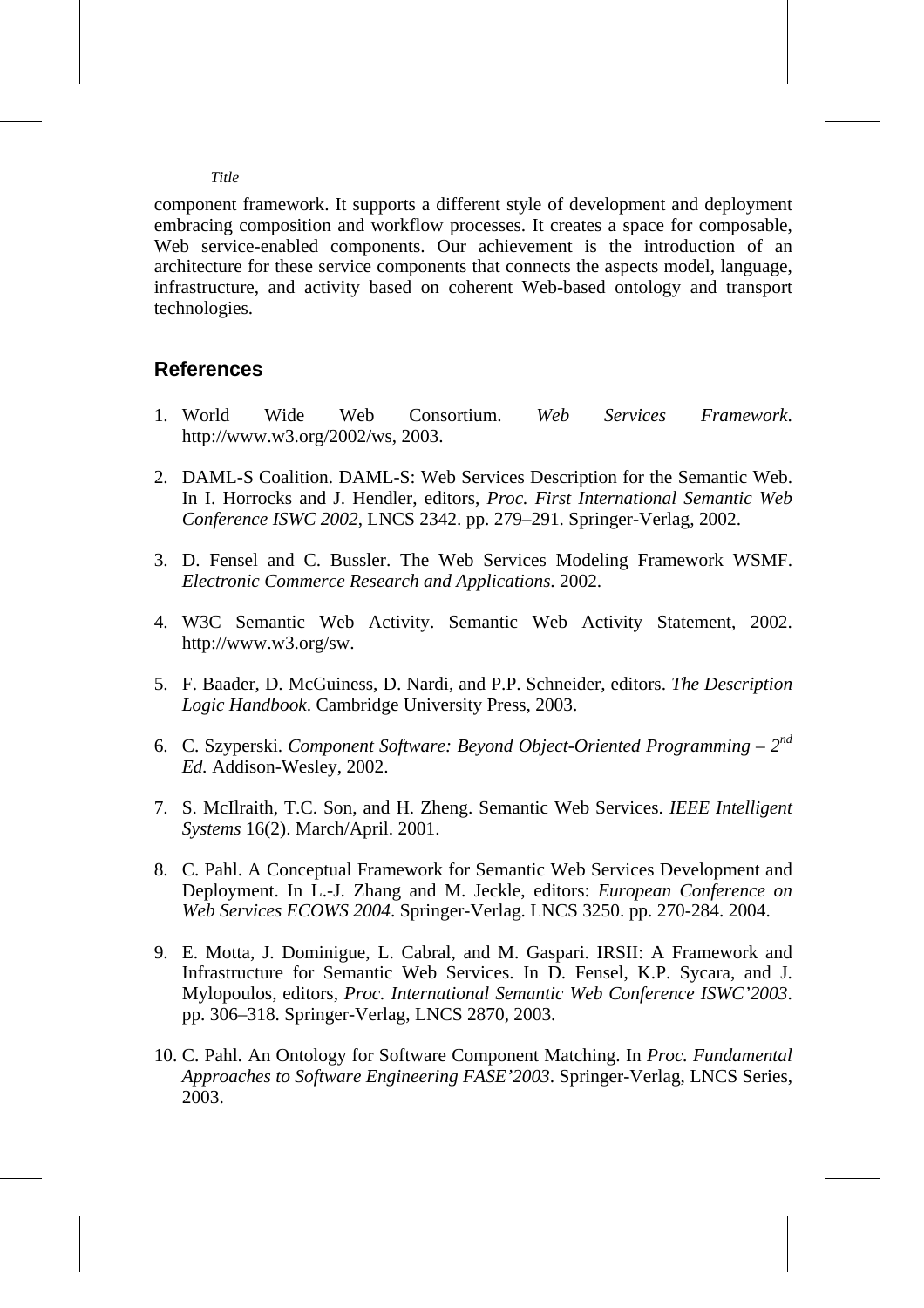component framework. It supports a different style of development and deployment embracing composition and workflow processes. It creates a space for composable, Web service-enabled components. Our achievement is the introduction of an architecture for these service components that connects the aspects model, language, infrastructure, and activity based on coherent Web-based ontology and transport technologies.

## References

1. World Wide Web Consortium. *Web Services Framework*. http://www.w3.org/2002/ws, 2003.

2. DAML-S Coalition. DAML-S: Web Services Description for the Semantic Web. In I. Horrocks and J. Hendler, editors, *Proc. First International Semantic Web Conference ISWC 2002*, LNCS 2342. pp. 279–291. Springer-Verlag, 2002.

3. D. Fensel and C. Bussler. The Web Services Modeling Framework WSMF. *Electronic Commerce Research and Applications*. 2002.

4. W3C Semantic Web Activity. Semantic Web Activity Statement, 2002. http://www.w3.org/sw.

5. F. Baader, D. McGuiness, D. Nardi, and P.P. Schneider, editors. *The Description Logic Handbook*. Cambridge University Press, 2003.

6. C. Szyperski. *Component Software: Beyond Object-Oriented Programming – 2nd Ed.* Addison-Wesley, 2002.

7. S. McIlraith, T.C. Son, and H. Zheng. Semantic Web Services. *IEEE Intelligent Systems* 16(2). March/April. 2001.

8. C. Pahl. A Conceptual Framework for Semantic Web Services Development and Deployment. In L.-J. Zhang and M. Jeckle, editors: *European Conference on Web Services ECOWS 2004*. Springer-Verlag. LNCS 3250. pp. 270-284. 2004.

9. E. Motta, J. Dominigue, L. Cabral, and M. Gaspari. IRSII: A Framework and Infrastructure for Semantic Web Services. In D. Fensel, K.P. Sycara, and J. Mylopoulos, editors, *Proc. International Semantic Web Conference ISWC'2003*. pp. 306–318. Springer-Verlag, LNCS 2870, 2003.

10. C. Pahl. An Ontology for Software Component Matching. In *Proc. Fundamental Approaches to Software Engineering FASE'2003*. Springer-Verlag, LNCS Series, 2003.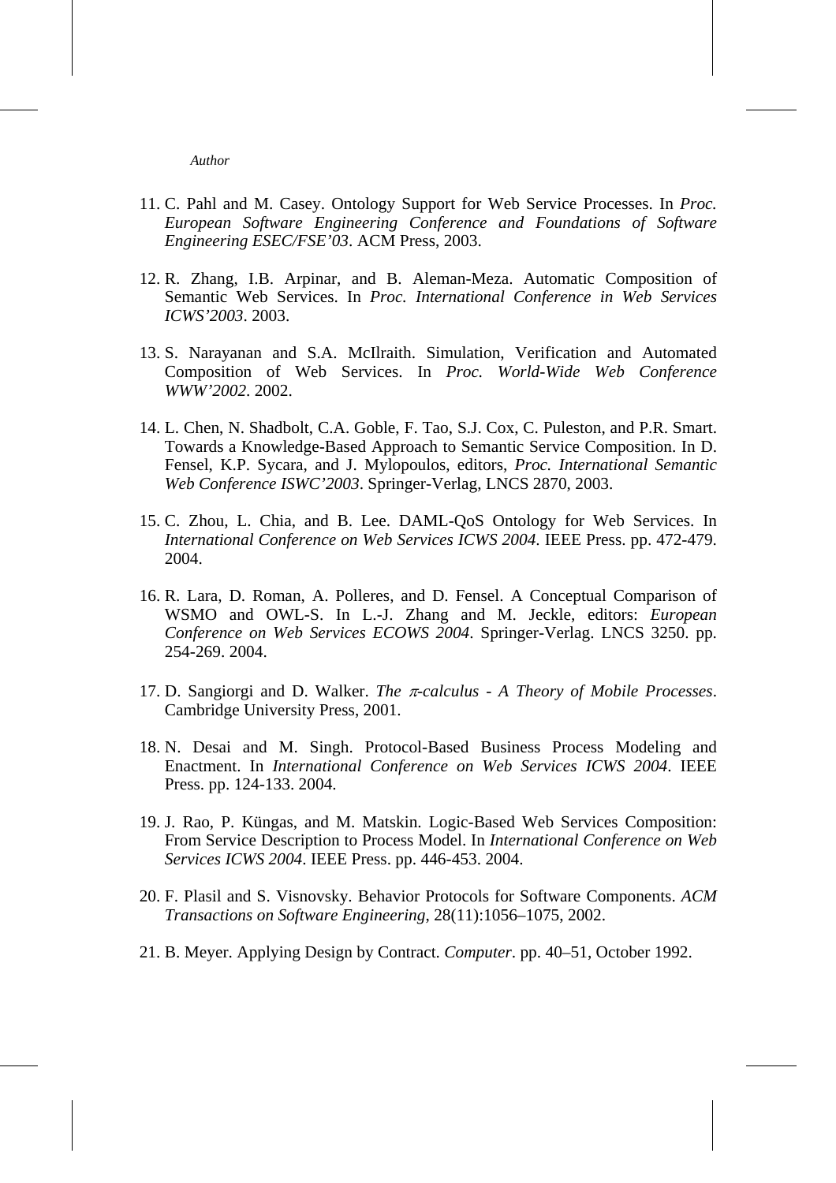11. C. Pahl and M. Casey. Ontology Support for Web Service Processes. In *Proc. European Software Engineering Conference and Foundations of Software Engineering ESEC/FSE'03*. ACM Press, 2003.

12. R. Zhang, I.B. Arpinar, and B. Aleman-Meza. Automatic Composition of Semantic Web Services. In *Proc. International Conference in Web Services ICWS'2003*. 2003.

13. S. Narayanan and S.A. McIlraith. Simulation, Verification and Automated Composition of Web Services. In *Proc. World-Wide Web Conference WWW'2002*. 2002.

14. L. Chen, N. Shadbolt, C.A. Goble, F. Tao, S.J. Cox, C. Puleston, and P.R. Smart. Towards a Knowledge-Based Approach to Semantic Service Composition. In D. Fensel, K.P. Sycara, and J. Mylopoulos, editors, *Proc. International Semantic Web Conference ISWC'2003*. Springer-Verlag, LNCS 2870, 2003.

15. C. Zhou, L. Chia, and B. Lee. DAML-QoS Ontology for Web Services. In *International Conference on Web Services ICWS 2004*. IEEE Press. pp. 472-479. 2004.

16. R. Lara, D. Roman, A. Polleres, and D. Fensel. A Conceptual Comparison of WSMO and OWL-S. In L.-J. Zhang and M. Jeckle, editors: *European Conference on Web Services ECOWS 2004*. Springer-Verlag. LNCS 3250. pp. 254-269. 2004.

17. D. Sangiorgi and D. Walker. *The $\pi$-calculus - A Theory of Mobile Processes*. Cambridge University Press, 2001.

18. N. Desai and M. Singh. Protocol-Based Business Process Modeling and Enactment. In *International Conference on Web Services ICWS 2004*. IEEE Press. pp. 124-133. 2004.

19. J. Rao, P. Küngas, and M. Matskin. Logic-Based Web Services Composition: From Service Description to Process Model. In *International Conference on Web Services ICWS 2004*. IEEE Press. pp. 446-453. 2004.

20. F. Plasil and S. Visnovsky. Behavior Protocols for Software Components. *ACM Transactions on Software Engineering*, 28(11):1056–1075, 2002.

21. B. Meyer. Applying Design by Contract. *Computer*. pp. 40–51, October 1992.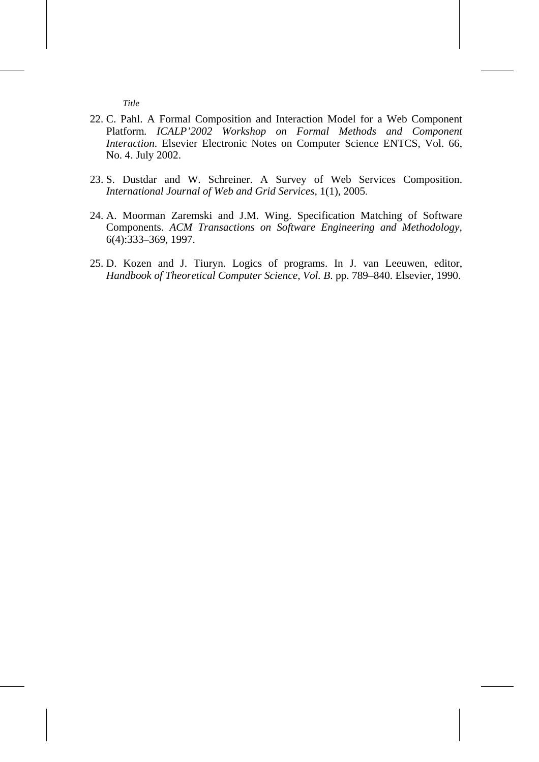22. C. Pahl. A Formal Composition and Interaction Model for a Web Component Platform. *ICALP'2002 Workshop on Formal Methods and Component Interaction*. Elsevier Electronic Notes on Computer Science ENTCS, Vol. 66, No. 4. July 2002.

23. S. Dustdar and W. Schreiner. A Survey of Web Services Composition. *International Journal of Web and Grid Services*, 1(1), 2005.

24. A. Moorman Zaremski and J.M. Wing. Specification Matching of Software Components. *ACM Transactions on Software Engineering and Methodology*, 6(4):333–369, 1997.

25. D. Kozen and J. Tiuryn. Logics of programs. In J. van Leeuwen, editor, *Handbook of Theoretical Computer Science, Vol. B*. pp. 789–840. Elsevier, 1990.